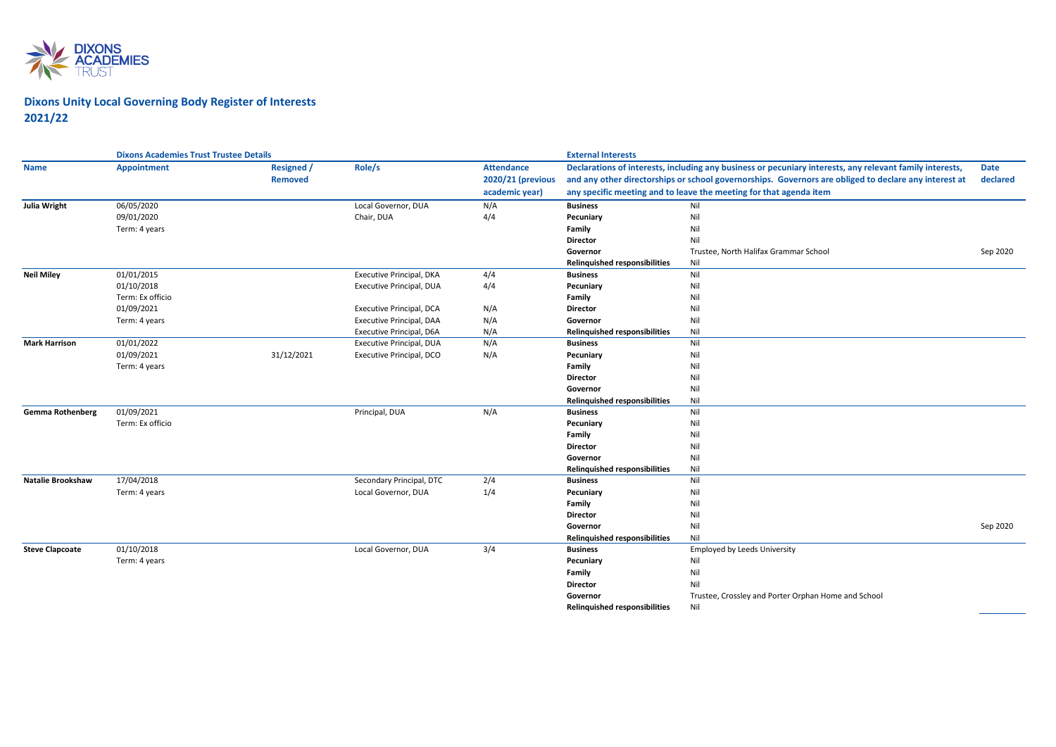# Dixons Unity Local Governing Body Register of Interests 2021/22

| | Dixons Academies Trust Trustee Details | | | | External Interests | | |
|---|---|---|---|---|---|---|---|
| **Name** | **Appointment** | **Resigned / Removed** | **Role/s** | **Attendance 2020/21 (previous academic year)** | **Declarations of interests, including any business or pecuniary interests, any relevant family interests, and any other directorships or school governorships. Governors are obliged to declare any interest at any specific meeting and to leave the meeting for that agenda item** | | **Date declared** |
| **Julia Wright** | 06/05/2020 | | Local Governor, DUA | N/A | **Business** | Nil | |
| | 09/01/2020 | | Chair, DUA | 4/4 | **Pecuniary** | Nil | |
| | Term: 4 years | | | | **Family** | Nil | |
| | | | | | **Director** | Nil | |
| | | | | | **Governor** | Trustee, North Halifax Grammar School | Sep 2020 |
| | | | | | **Relinquished responsibilities** | Nil | |
| **Neil Miley** | 01/01/2015 | | Executive Principal, DKA | 4/4 | **Business** | Nil | |
| | 01/10/2018 | | Executive Principal, DUA | 4/4 | **Pecuniary** | Nil | |
| | Term: Ex officio | | | | **Family** | Nil | |
| | 01/09/2021 | | Executive Principal, DCA | N/A | **Director** | Nil | |
| | Term: 4 years | | Executive Principal, DAA | N/A | **Governor** | Nil | |
| | | | Executive Principal, D6A | N/A | **Relinquished responsibilities** | Nil | |
| **Mark Harrison** | 01/01/2022 | | Executive Principal, DUA | N/A | **Business** | Nil | |
| | 01/09/2021 | 31/12/2021 | Executive Principal, DCO | N/A | **Pecuniary** | Nil | |
| | Term: 4 years | | | | **Family** | Nil | |
| | | | | | **Director** | Nil | |
| | | | | | **Governor** | Nil | |
| | | | | | **Relinquished responsibilities** | Nil | |
| **Gemma Rothenberg** | 01/09/2021 | | Principal, DUA | N/A | **Business** | Nil | |
| | Term: Ex officio | | | | **Pecuniary** | Nil | |
| | | | | | **Family** | Nil | |
| | | | | | **Director** | Nil | |
| | | | | | **Governor** | Nil | |
| | | | | | **Relinquished responsibilities** | Nil | |
| **Natalie Brookshaw** | 17/04/2018 | | Secondary Principal, DTC | 2/4 | **Business** | Nil | |
| | Term: 4 years | | Local Governor, DUA | 1/4 | **Pecuniary** | Nil | |
| | | | | | **Family** | Nil | |
| | | | | | **Director** | Nil | |
| | | | | | **Governor** | Nil | Sep 2020 |
| | | | | | **Relinquished responsibilities** | Nil | |
| **Steve Clapcoate** | 01/10/2018 | | Local Governor, DUA | 3/4 | **Business** | Employed by Leeds University | |
| | Term: 4 years | | | | **Pecuniary** | Nil | |
| | | | | | **Family** | Nil | |
| | | | | | **Director** | Nil | |
| | | | | | **Governor** | Trustee, Crossley and Porter Orphan Home and School | |
| | | | | | **Relinquished responsibilities** | Nil | |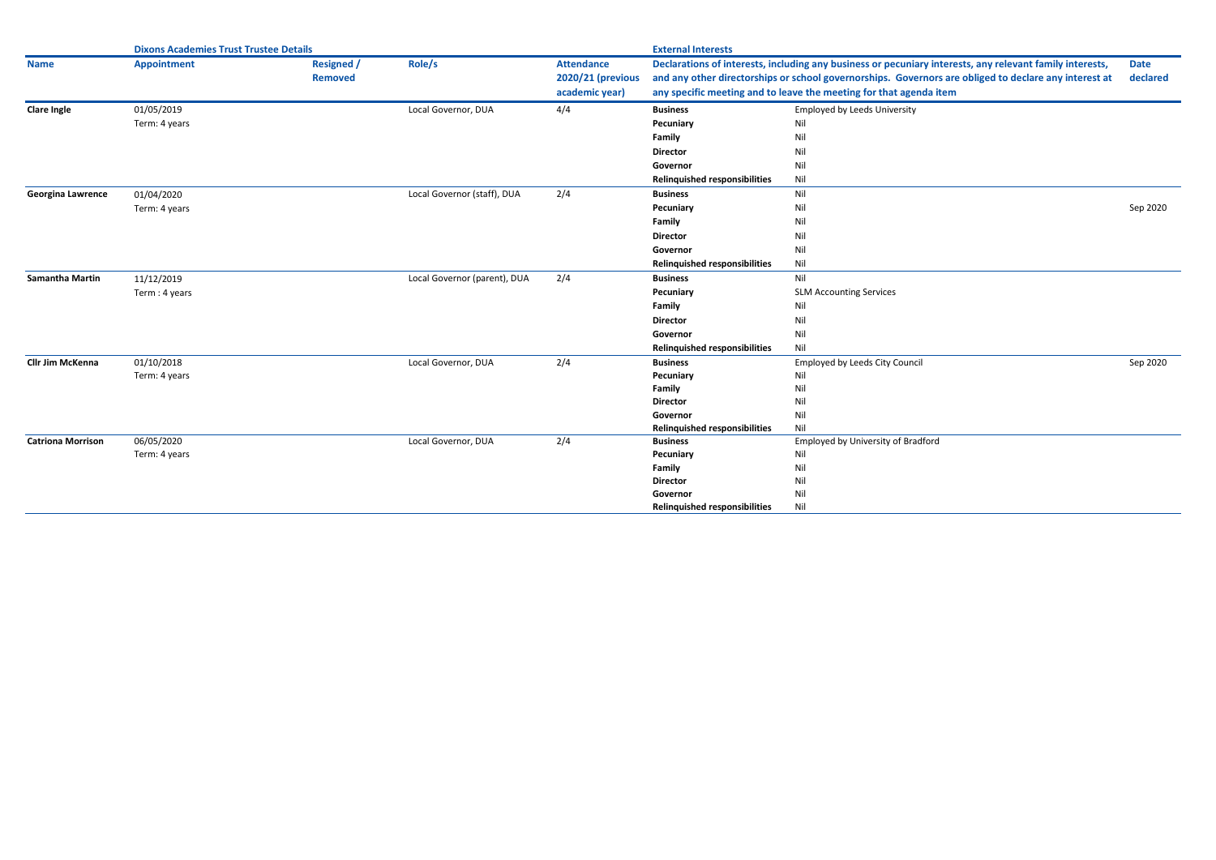| Name | Dixons Academies Trust Trustee Details | | | | External Interests | | |
|---|---|---|---|---|---|---|---|
| | Appointment | Resigned / Removed | Role/s | Attendance 2020/21 (previous academic year) | Declarations of interests, including any business or pecuniary interests, any relevant family interests, and any other directorships or school governorships. Governors are obliged to declare any interest at any specific meeting and to leave the meeting for that agenda item | | Date declared |
| **Clare Ingle** | 01/05/2019 | | Local Governor, DUA | 4/4 | **Business** | Employed by Leeds University | |
| | Term: 4 years | | | | **Pecuniary** | Nil | |
| | | | | | **Family** | Nil | |
| | | | | | **Director** | Nil | |
| | | | | | **Governor** | Nil | |
| | | | | | **Relinquished responsibilities** | Nil | |
| **Georgina Lawrence** | 01/04/2020 | | Local Governor (staff), DUA | 2/4 | **Business** | Nil | |
| | Term: 4 years | | | | **Pecuniary** | Nil | Sep 2020 |
| | | | | | **Family** | Nil | |
| | | | | | **Director** | Nil | |
| | | | | | **Governor** | Nil | |
| | | | | | **Relinquished responsibilities** | Nil | |
| **Samantha Martin** | 11/12/2019 | | Local Governor (parent), DUA | 2/4 | **Business** | Nil | |
| | Term : 4 years | | | | **Pecuniary** | SLM Accounting Services | |
| | | | | | **Family** | Nil | |
| | | | | | **Director** | Nil | |
| | | | | | **Governor** | Nil | |
| | | | | | **Relinquished responsibilities** | Nil | |
| **Cllr Jim McKenna** | 01/10/2018 | | Local Governor, DUA | 2/4 | **Business** | Employed by Leeds City Council | Sep 2020 |
| | Term: 4 years | | | | **Pecuniary** | Nil | |
| | | | | | **Family** | Nil | |
| | | | | | **Director** | Nil | |
| | | | | | **Governor** | Nil | |
| | | | | | **Relinquished responsibilities** | Nil | |
| **Catriona Morrison** | 06/05/2020 | | Local Governor, DUA | 2/4 | **Business** | Employed by University of Bradford | |
| | Term: 4 years | | | | **Pecuniary** | Nil | |
| | | | | | **Family** | Nil | |
| | | | | | **Director** | Nil | |
| | | | | | **Governor** | Nil | |
| | | | | | **Relinquished responsibilities** | Nil | |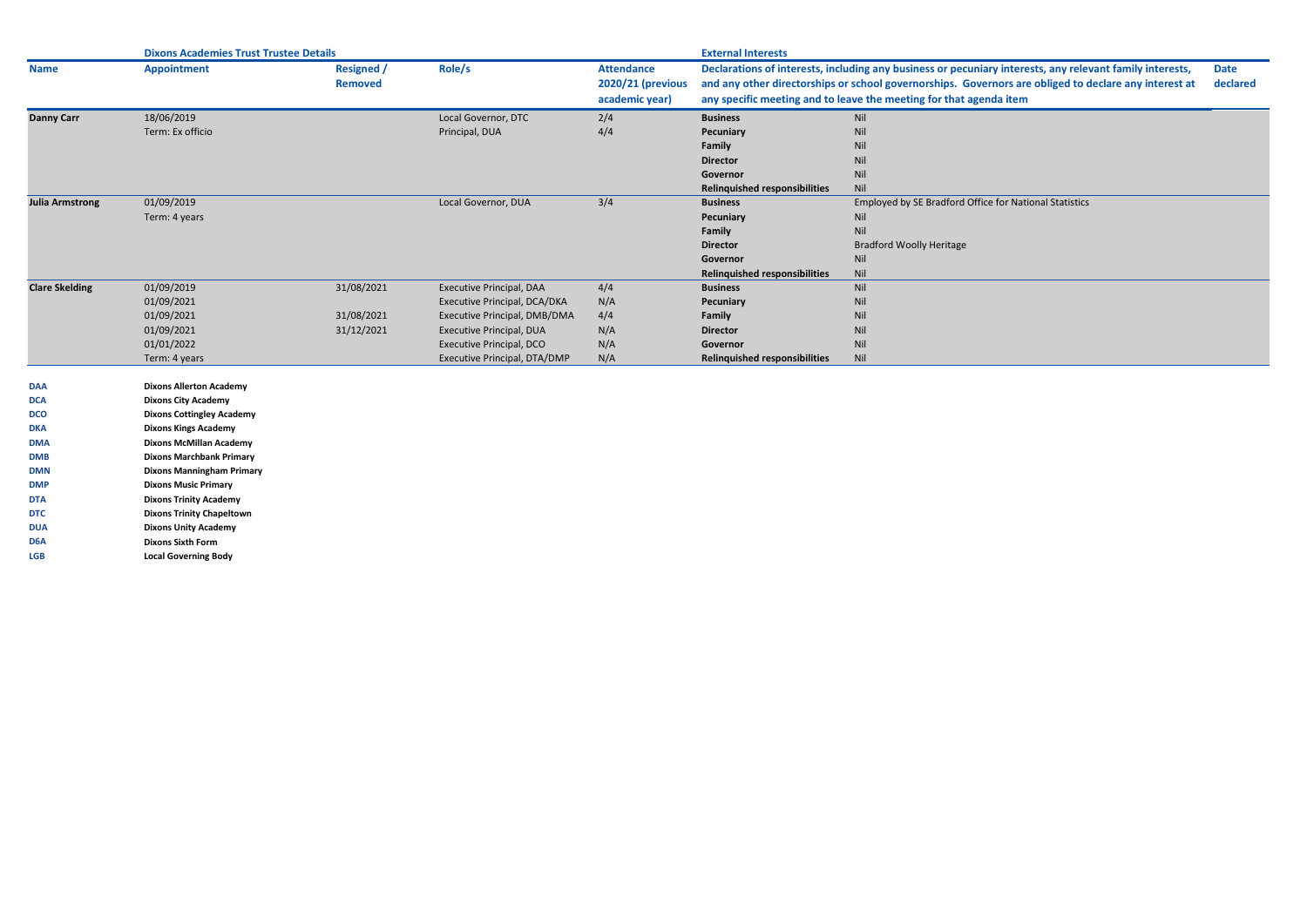| Name | Dixons Academies Trust Trustee Details | | | | External Interests | | |
|---|---|---|---|---|---|---|---|
| | Appointment | Resigned / Removed | Role/s | Attendance 2020/21 (previous academic year) | Declarations of interests, including any business or pecuniary interests, any relevant family interests, and any other directorships or school governorships. Governors are obliged to declare any interest at any specific meeting and to leave the meeting for that agenda item | | Date declared |
| **Danny Carr** | 18/06/2019 | | Local Governor, DTC | 2/4 | **Business** | Nil | |
| | Term: Ex officio | | Principal, DUA | 4/4 | **Pecuniary** | Nil | |
| | | | | | **Family** | Nil | |
| | | | | | **Director** | Nil | |
| | | | | | **Governor** | Nil | |
| | | | | | **Relinquished responsibilities** | Nil | |
| **Julia Armstrong** | 01/09/2019 | | Local Governor, DUA | 3/4 | **Business** | Employed by SE Bradford Office for National Statistics | |
| | Term: 4 years | | | | **Pecuniary** | Nil | |
| | | | | | **Family** | Nil | |
| | | | | | **Director** | Bradford Woolly Heritage | |
| | | | | | **Governor** | Nil | |
| | | | | | **Relinquished responsibilities** | Nil | |
| **Clare Skelding** | 01/09/2019 | 31/08/2021 | Executive Principal, DAA | 4/4 | **Business** | Nil | |
| | 01/09/2021 | | Executive Principal, DCA/DKA | N/A | **Pecuniary** | Nil | |
| | 01/09/2021 | 31/08/2021 | Executive Principal, DMB/DMA | 4/4 | **Family** | Nil | |
| | 01/09/2021 | 31/12/2021 | Executive Principal, DUA | N/A | **Director** | Nil | |
| | 01/01/2022 | | Executive Principal, DCO | N/A | **Governor** | Nil | |
| | Term: 4 years | | Executive Principal, DTA/DMP | N/A | **Relinquished responsibilities** | Nil | |

| | |
|---|---|
| **DAA** | **Dixons Allerton Academy** |
| **DCA** | **Dixons City Academy** |
| **DCO** | **Dixons Cottingley Academy** |
| **DKA** | **Dixons Kings Academy** |
| **DMA** | **Dixons McMillan Academy** |
| **DMB** | **Dixons Marchbank Primary** |
| **DMN** | **Dixons Manningham Primary** |
| **DMP** | **Dixons Music Primary** |
| **DTA** | **Dixons Trinity Academy** |
| **DTC** | **Dixons Trinity Chapeltown** |
| **DUA** | **Dixons Unity Academy** |
| **D6A** | **Dixons Sixth Form** |
| **LGB** | **Local Governing Body** |